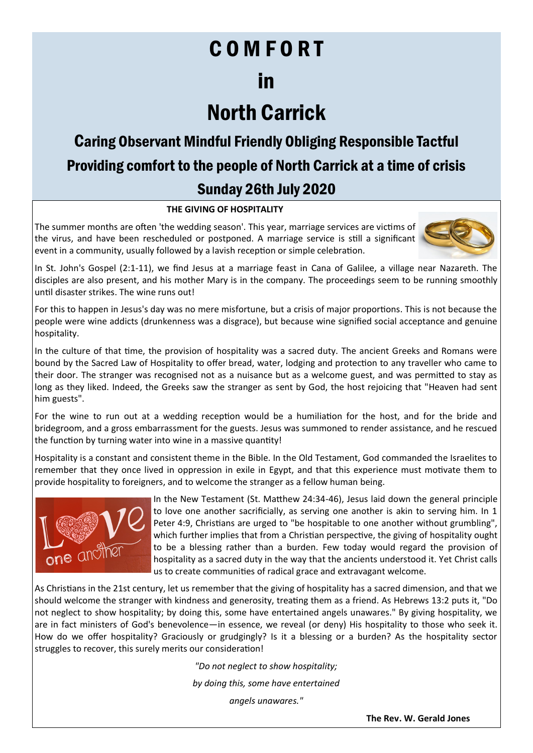# COMFORT

# in

# North Carrick

## Caring Observant Mindful Friendly Obliging Responsible Tactful

## Providing comfort to the people of North Carrick at a time of crisis

## Sunday 26th July 2020

**THE GIVING OF HOSPITALITY**

The summer months are often 'the wedding season'. This year, marriage services are victims of the virus, and have been rescheduled or postponed. A marriage service is still a significant event in a community, usually followed by a lavish reception or simple celebration.

In St. John's Gospel (2:1-11), we find Jesus at a marriage feast in Cana of Galilee, a village near Nazareth. The disciples are also present, and his mother Mary is in the company. The proceedings seem to be running smoothly until disaster strikes. The wine runs out!

For this to happen in Jesus's day was no mere misfortune, but a crisis of major proportions. This is not because the people were wine addicts (drunkenness was a disgrace), but because wine signified social acceptance and genuine hospitality.

In the culture of that time, the provision of hospitality was a sacred duty. The ancient Greeks and Romans were bound by the Sacred Law of Hospitality to offer bread, water, lodging and protection to any traveller who came to their door. The stranger was recognised not as a nuisance but as a welcome guest, and was permitted to stay as long as they liked. Indeed, the Greeks saw the stranger as sent by God, the host rejoicing that "Heaven had sent him guests".

For the wine to run out at a wedding reception would be a humiliation for the host, and for the bride and bridegroom, and a gross embarrassment for the guests. Jesus was summoned to render assistance, and he rescued the function by turning water into wine in a massive quantity!

Hospitality is a constant and consistent theme in the Bible. In the Old Testament, God commanded the Israelites to remember that they once lived in oppression in exile in Egypt, and that this experience must motivate them to provide hospitality to foreigners, and to welcome the stranger as a fellow human being.

In the New Testament (St. Matthew 24:34-46), Jesus laid down the general principle to love one another sacrificially, as serving one another is akin to serving him. In 1 Peter 4:9, Christians are urged to "be hospitable to one another without grumbling", which further implies that from a Christian perspective, the giving of hospitality ought to be a blessing rather than a burden. Few today would regard the provision of hospitality as a sacred duty in the way that the ancients understood it. Yet Christ calls us to create communities of radical grace and extravagant welcome.

As Christians in the 21st century, let us remember that the giving of hospitality has a sacred dimension, and that we should welcome the stranger with kindness and generosity, treating them as a friend. As Hebrews 13:2 puts it, "Do not neglect to show hospitality; by doing this, some have entertained angels unawares." By giving hospitality, we are in fact ministers of God's benevolence—in essence, we reveal (or deny) His hospitality to those who seek it. How do we offer hospitality? Graciously or grudgingly? Is it a blessing or a burden? As the hospitality sector struggles to recover, this surely merits our consideration!

*"Do not neglect to show hospitality;*

*by doing this, some have entertained*

*angels unawares."*

**The Rev. W. Gerald Jones**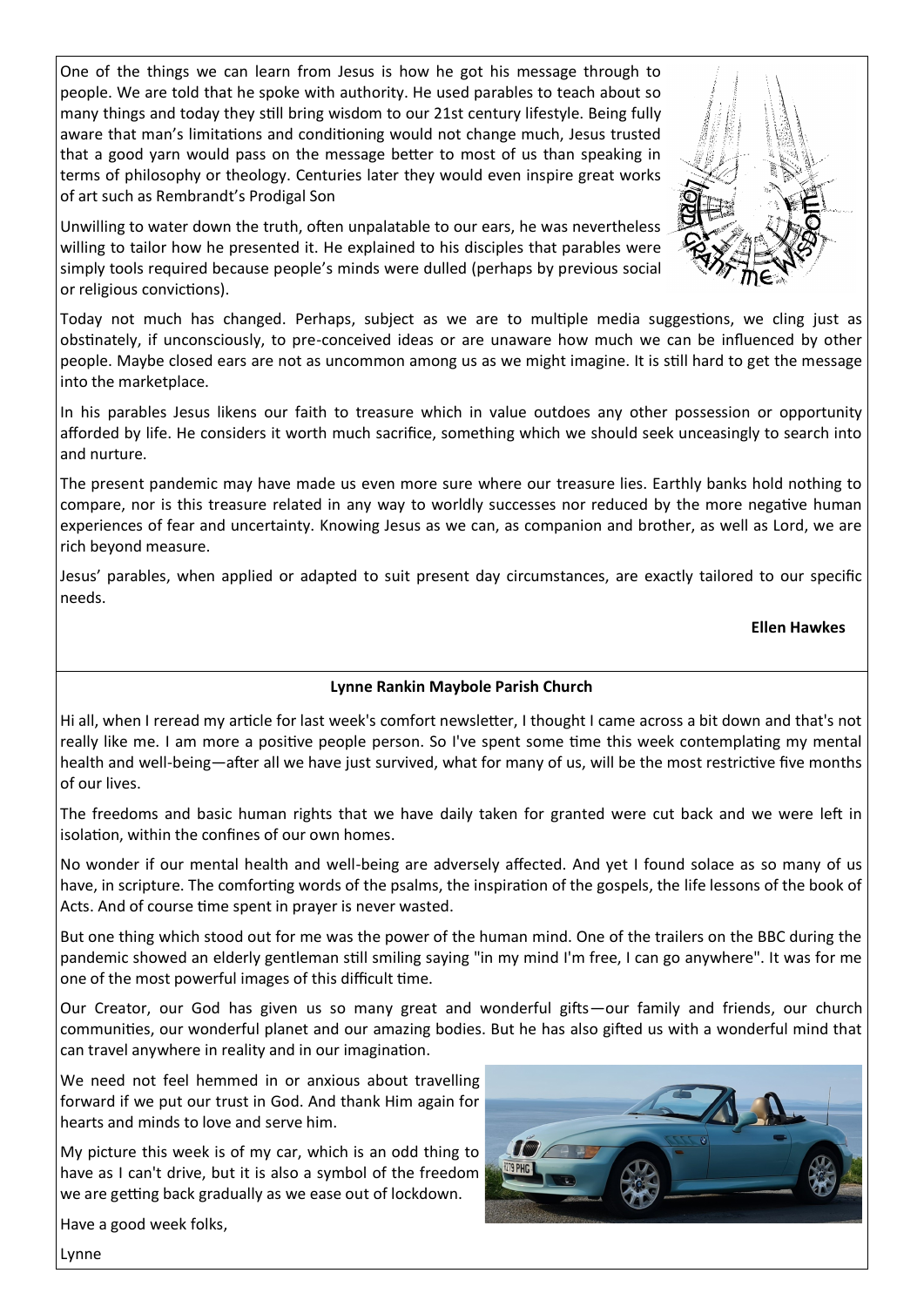One of the things we can learn from Jesus is how he got his message through to people. We are told that he spoke with authority. He used parables to teach about so many things and today they still bring wisdom to our 21st century lifestyle. Being fully aware that man's limitations and conditioning would not change much, Jesus trusted that a good yarn would pass on the message better to most of us than speaking in terms of philosophy or theology. Centuries later they would even inspire great works of art such as Rembrandt's Prodigal Son

Unwilling to water down the truth, often unpalatable to our ears, he was nevertheless willing to tailor how he presented it. He explained to his disciples that parables were simply tools required because people's minds were dulled (perhaps by previous social or religious convictions).

Today not much has changed. Perhaps, subject as we are to multiple media suggestions, we cling just as obstinately, if unconsciously, to pre-conceived ideas or are unaware how much we can be influenced by other people. Maybe closed ears are not as uncommon among us as we might imagine. It is still hard to get the message into the marketplace.

In his parables Jesus likens our faith to treasure which in value outdoes any other possession or opportunity afforded by life. He considers it worth much sacrifice, something which we should seek unceasingly to search into and nurture.

The present pandemic may have made us even more sure where our treasure lies. Earthly banks hold nothing to compare, nor is this treasure related in any way to worldly successes nor reduced by the more negative human experiences of fear and uncertainty. Knowing Jesus as we can, as companion and brother, as well as Lord, we are rich beyond measure.

Jesus' parables, when applied or adapted to suit present day circumstances, are exactly tailored to our specific needs.

**Ellen Hawkes**

**Lynne Rankin Maybole Parish Church**

Hi all, when I reread my article for last week's comfort newsletter, I thought I came across a bit down and that's not really like me. I am more a positive people person. So I've spent some time this week contemplating my mental health and well-being—after all we have just survived, what for many of us, will be the most restrictive five months of our lives.

The freedoms and basic human rights that we have daily taken for granted were cut back and we were left in isolation, within the confines of our own homes.

No wonder if our mental health and well-being are adversely affected. And yet I found solace as so many of us have, in scripture. The comforting words of the psalms, the inspiration of the gospels, the life lessons of the book of Acts. And of course time spent in prayer is never wasted.

But one thing which stood out for me was the power of the human mind. One of the trailers on the BBC during the pandemic showed an elderly gentleman still smiling saying "in my mind I'm free, I can go anywhere". It was for me one of the most powerful images of this difficult time.

Our Creator, our God has given us so many great and wonderful gifts—our family and friends, our church communities, our wonderful planet and our amazing bodies. But he has also gifted us with a wonderful mind that can travel anywhere in reality and in our imagination.

We need not feel hemmed in or anxious about travelling forward if we put our trust in God. And thank Him again for hearts and minds to love and serve him.

My picture this week is of my car, which is an odd thing to have as I can't drive, but it is also a symbol of the freedom we are getting back gradually as we ease out of lockdown.

Have a good week folks,

Lynne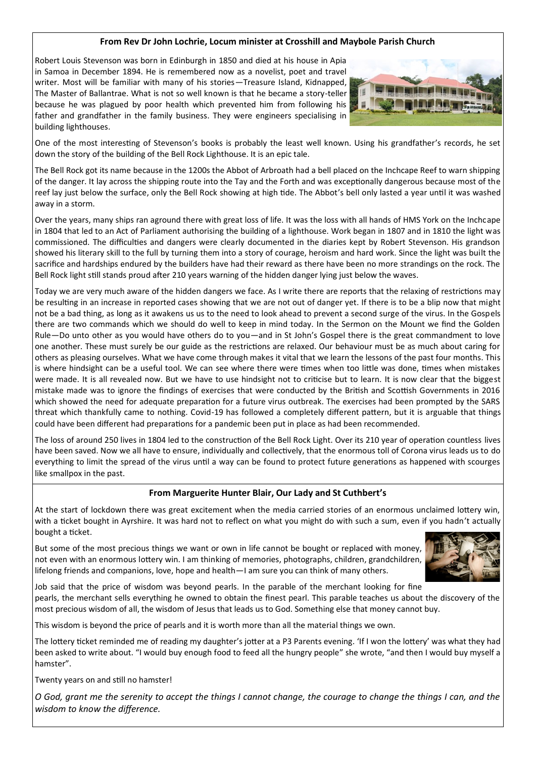### From Rev Dr John Lochrie, Locum minister at Crosshill and Maybole Parish Church

Robert Louis Stevenson was born in Edinburgh in 1850 and died at his house in Apia in Samoa in December 1894. He is remembered now as a novelist, poet and travel writer. Most will be familiar with many of his stories—Treasure Island, Kidnapped, The Master of Ballantrae. What is not so well known is that he became a story-teller because he was plagued by poor health which prevented him from following his father and grandfather in the family business. They were engineers specialising in building lighthouses.

One of the most interesting of Stevenson's books is probably the least well known. Using his grandfather's records, he set down the story of the building of the Bell Rock Lighthouse. It is an epic tale.

The Bell Rock got its name because in the 1200s the Abbot of Arbroath had a bell placed on the Inchcape Reef to warn shipping of the danger. It lay across the shipping route into the Tay and the Forth and was exceptionally dangerous because most of the reef lay just below the surface, only the Bell Rock showing at high tide. The Abbot's bell only lasted a year until it was washed away in a storm.

Over the years, many ships ran aground there with great loss of life. It was the loss with all hands of HMS York on the Inchcape in 1804 that led to an Act of Parliament authorising the building of a lighthouse. Work began in 1807 and in 1810 the light was commissioned. The difficulties and dangers were clearly documented in the diaries kept by Robert Stevenson. His grandson showed his literary skill to the full by turning them into a story of courage, heroism and hard work. Since the light was built the sacrifice and hardships endured by the builders have had their reward as there have been no more strandings on the rock. The Bell Rock light still stands proud after 210 years warning of the hidden danger lying just below the waves.

Today we are very much aware of the hidden dangers we face. As I write there are reports that the relaxing of restrictions may be resulting in an increase in reported cases showing that we are not out of danger yet. If there is to be a blip now that might not be a bad thing, as long as it awakens us us to the need to look ahead to prevent a second surge of the virus. In the Gospels there are two commands which we should do well to keep in mind today. In the Sermon on the Mount we find the Golden Rule—Do unto other as you would have others do to you—and in St John's Gospel there is the great commandment to love one another. These must surely be our guide as the restrictions are relaxed. Our behaviour must be as much about caring for others as pleasing ourselves. What we have come through makes it vital that we learn the lessons of the past four months. This is where hindsight can be a useful tool. We can see where there were times when too little was done, times when mistakes were made. It is all revealed now. But we have to use hindsight not to criticise but to learn. It is now clear that the biggest mistake made was to ignore the findings of exercises that were conducted by the British and Scottish Governments in 2016 which showed the need for adequate preparation for a future virus outbreak. The exercises had been prompted by the SARS threat which thankfully came to nothing. Covid-19 has followed a completely different pattern, but it is arguable that things could have been different had preparations for a pandemic been put in place as had been recommended.

The loss of around 250 lives in 1804 led to the construction of the Bell Rock Light. Over its 210 year of operation countless lives have been saved. Now we all have to ensure, individually and collectively, that the enormous toll of Corona virus leads us to do everything to limit the spread of the virus until a way can be found to protect future generations as happened with scourges like smallpox in the past.

### From Marguerite Hunter Blair, Our Lady and St Cuthbert's

At the start of lockdown there was great excitement when the media carried stories of an enormous unclaimed lottery win, with a ticket bought in Ayrshire. It was hard not to reflect on what you might do with such a sum, even if you hadn't actually bought a ticket.

But some of the most precious things we want or own in life cannot be bought or replaced with money, not even with an enormous lottery win. I am thinking of memories, photographs, children, grandchildren, lifelong friends and companions, love, hope and health—I am sure you can think of many others.

Job said that the price of wisdom was beyond pearls. In the parable of the merchant looking for fine pearls, the merchant sells everything he owned to obtain the finest pearl. This parable teaches us about the discovery of the most precious wisdom of all, the wisdom of Jesus that leads us to God. Something else that money cannot buy.

This wisdom is beyond the price of pearls and it is worth more than all the material things we own.

The lottery ticket reminded me of reading my daughter's jotter at a P3 Parents evening. 'If I won the lottery' was what they had been asked to write about. "I would buy enough food to feed all the hungry people" she wrote, "and then I would buy myself a hamster".

Twenty years on and still no hamster!

*O God, grant me the serenity to accept the things I cannot change, the courage to change the things I can, and the wisdom to know the difference.*